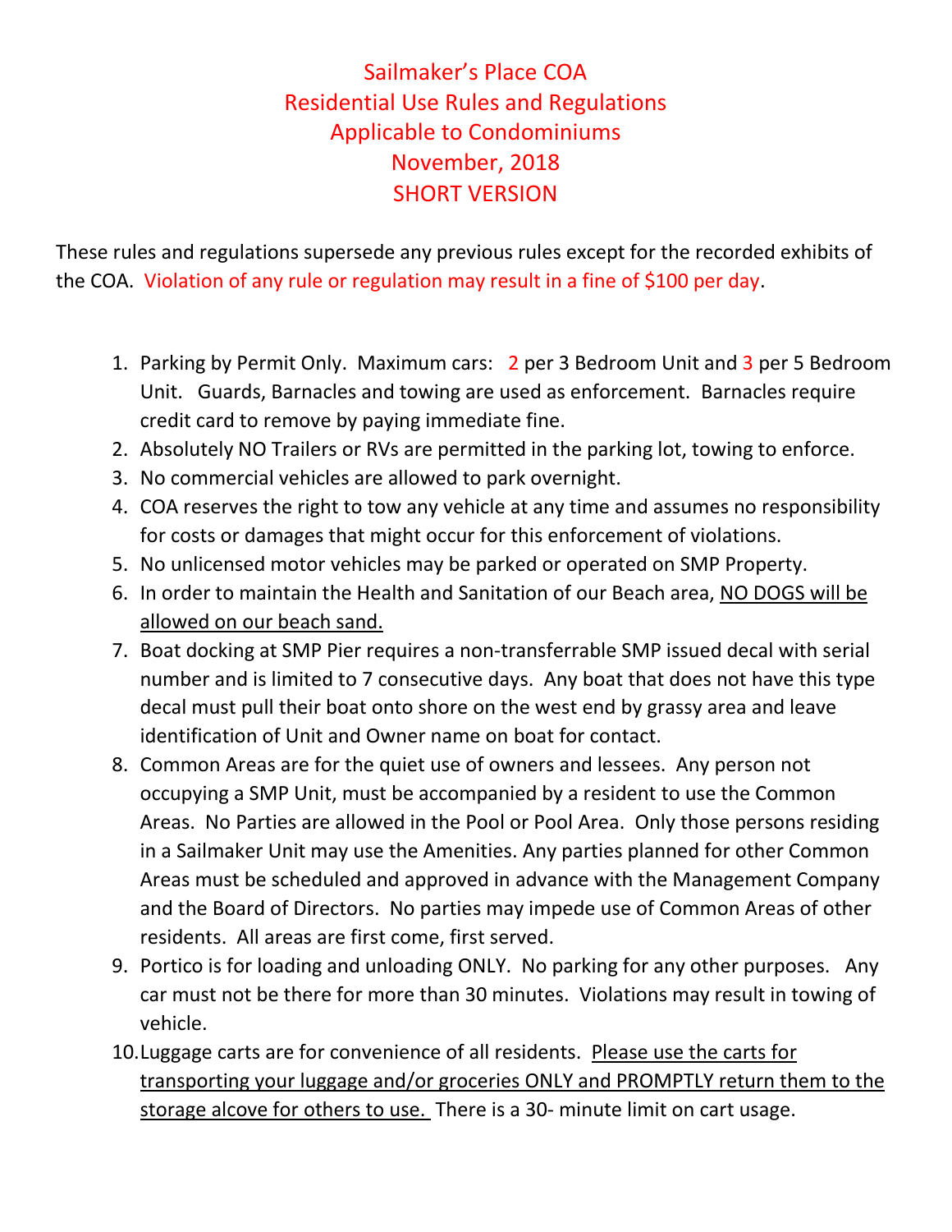# Sailmaker's Place COA
# Residential Use Rules and Regulations
# Applicable to Condominiums
# November, 2018
# SHORT VERSION

These rules and regulations supersede any previous rules except for the recorded exhibits of the COA. Violation of any rule or regulation may result in a fine of $100 per day.

1. Parking by Permit Only. Maximum cars: 2 per 3 Bedroom Unit and 3 per 5 Bedroom Unit. Guards, Barnacles and towing are used as enforcement. Barnacles require credit card to remove by paying immediate fine.
2. Absolutely NO Trailers or RVs are permitted in the parking lot, towing to enforce.
3. No commercial vehicles are allowed to park overnight.
4. COA reserves the right to tow any vehicle at any time and assumes no responsibility for costs or damages that might occur for this enforcement of violations.
5. No unlicensed motor vehicles may be parked or operated on SMP Property.
6. In order to maintain the Health and Sanitation of our Beach area, NO DOGS will be allowed on our beach sand.
7. Boat docking at SMP Pier requires a non-transferrable SMP issued decal with serial number and is limited to 7 consecutive days. Any boat that does not have this type decal must pull their boat onto shore on the west end by grassy area and leave identification of Unit and Owner name on boat for contact.
8. Common Areas are for the quiet use of owners and lessees. Any person not occupying a SMP Unit, must be accompanied by a resident to use the Common Areas. No Parties are allowed in the Pool or Pool Area. Only those persons residing in a Sailmaker Unit may use the Amenities. Any parties planned for other Common Areas must be scheduled and approved in advance with the Management Company and the Board of Directors. No parties may impede use of Common Areas of other residents. All areas are first come, first served.
9. Portico is for loading and unloading ONLY. No parking for any other purposes. Any car must not be there for more than 30 minutes. Violations may result in towing of vehicle.
10. Luggage carts are for convenience of all residents. Please use the carts for transporting your luggage and/or groceries ONLY and PROMPTLY return them to the storage alcove for others to use. There is a 30- minute limit on cart usage.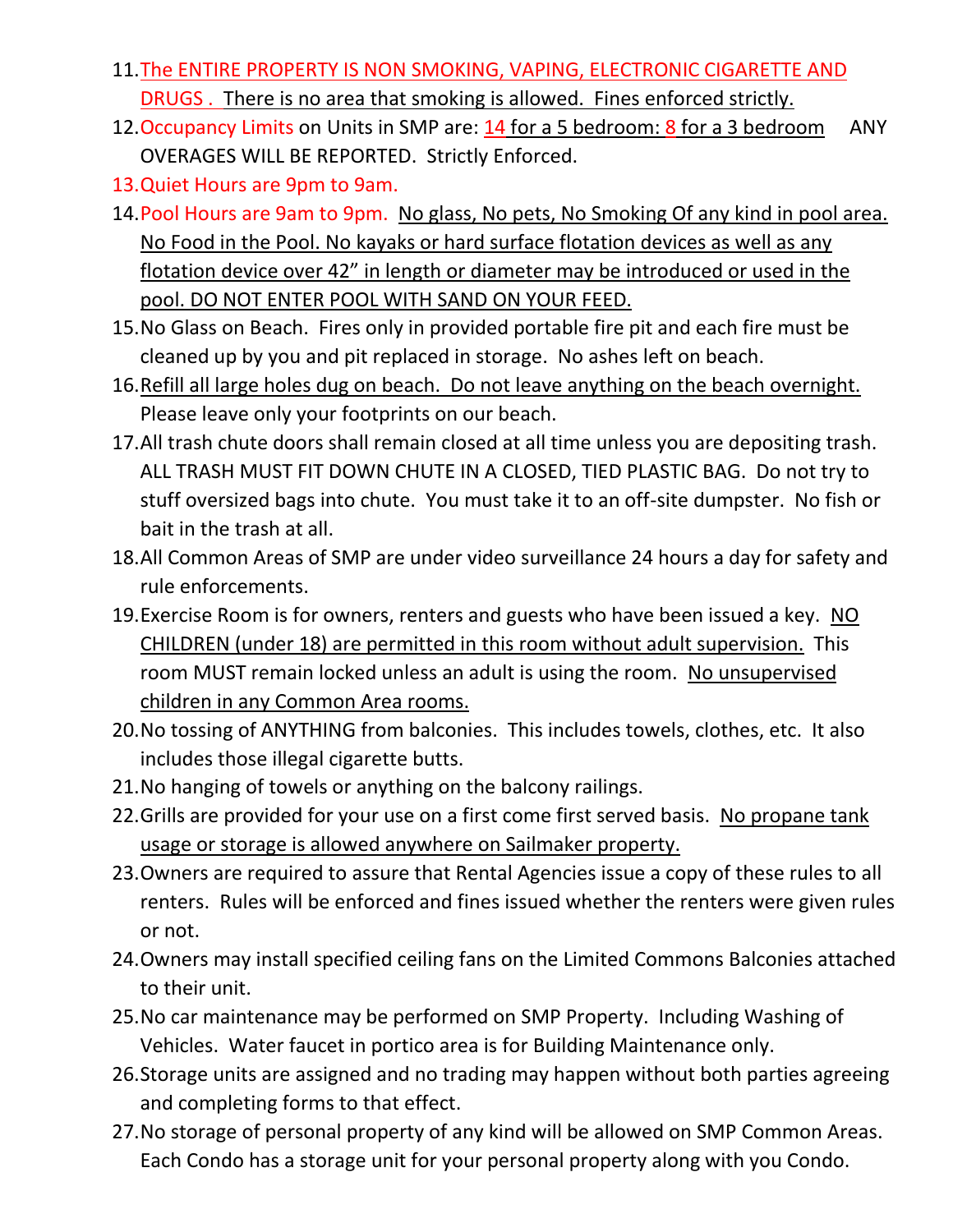11. The ENTIRE PROPERTY IS NON SMOKING, VAPING, ELECTRONIC CIGARETTE AND DRUGS . There is no area that smoking is allowed. Fines enforced strictly.
12. Occupancy Limits on Units in SMP are: 14 for a 5 bedroom: 8 for a 3 bedroom ANY OVERAGES WILL BE REPORTED. Strictly Enforced.
13. Quiet Hours are 9pm to 9am.
14. Pool Hours are 9am to 9pm. No glass, No pets, No Smoking Of any kind in pool area. No Food in the Pool. No kayaks or hard surface flotation devices as well as any flotation device over 42" in length or diameter may be introduced or used in the pool. DO NOT ENTER POOL WITH SAND ON YOUR FEED.
15. No Glass on Beach. Fires only in provided portable fire pit and each fire must be cleaned up by you and pit replaced in storage. No ashes left on beach.
16. Refill all large holes dug on beach. Do not leave anything on the beach overnight. Please leave only your footprints on our beach.
17. All trash chute doors shall remain closed at all time unless you are depositing trash. ALL TRASH MUST FIT DOWN CHUTE IN A CLOSED, TIED PLASTIC BAG. Do not try to stuff oversized bags into chute. You must take it to an off-site dumpster. No fish or bait in the trash at all.
18. All Common Areas of SMP are under video surveillance 24 hours a day for safety and rule enforcements.
19. Exercise Room is for owners, renters and guests who have been issued a key. NO CHILDREN (under 18) are permitted in this room without adult supervision. This room MUST remain locked unless an adult is using the room. No unsupervised children in any Common Area rooms.
20. No tossing of ANYTHING from balconies. This includes towels, clothes, etc. It also includes those illegal cigarette butts.
21. No hanging of towels or anything on the balcony railings.
22. Grills are provided for your use on a first come first served basis. No propane tank usage or storage is allowed anywhere on Sailmaker property.
23. Owners are required to assure that Rental Agencies issue a copy of these rules to all renters. Rules will be enforced and fines issued whether the renters were given rules or not.
24. Owners may install specified ceiling fans on the Limited Commons Balconies attached to their unit.
25. No car maintenance may be performed on SMP Property. Including Washing of Vehicles. Water faucet in portico area is for Building Maintenance only.
26. Storage units are assigned and no trading may happen without both parties agreeing and completing forms to that effect.
27. No storage of personal property of any kind will be allowed on SMP Common Areas. Each Condo has a storage unit for your personal property along with you Condo.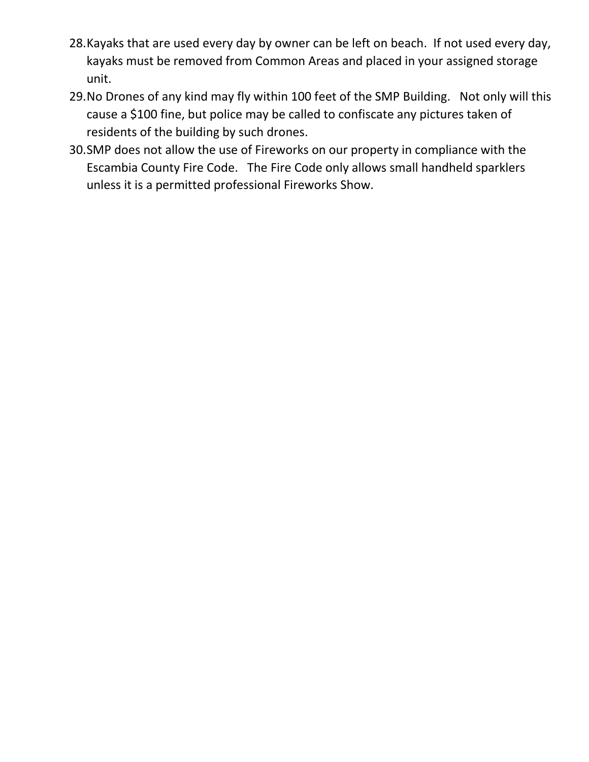28. Kayaks that are used every day by owner can be left on beach. If not used every day, kayaks must be removed from Common Areas and placed in your assigned storage unit.
29. No Drones of any kind may fly within 100 feet of the SMP Building. Not only will this cause a $100 fine, but police may be called to confiscate any pictures taken of residents of the building by such drones.
30. SMP does not allow the use of Fireworks on our property in compliance with the Escambia County Fire Code. The Fire Code only allows small handheld sparklers unless it is a permitted professional Fireworks Show.